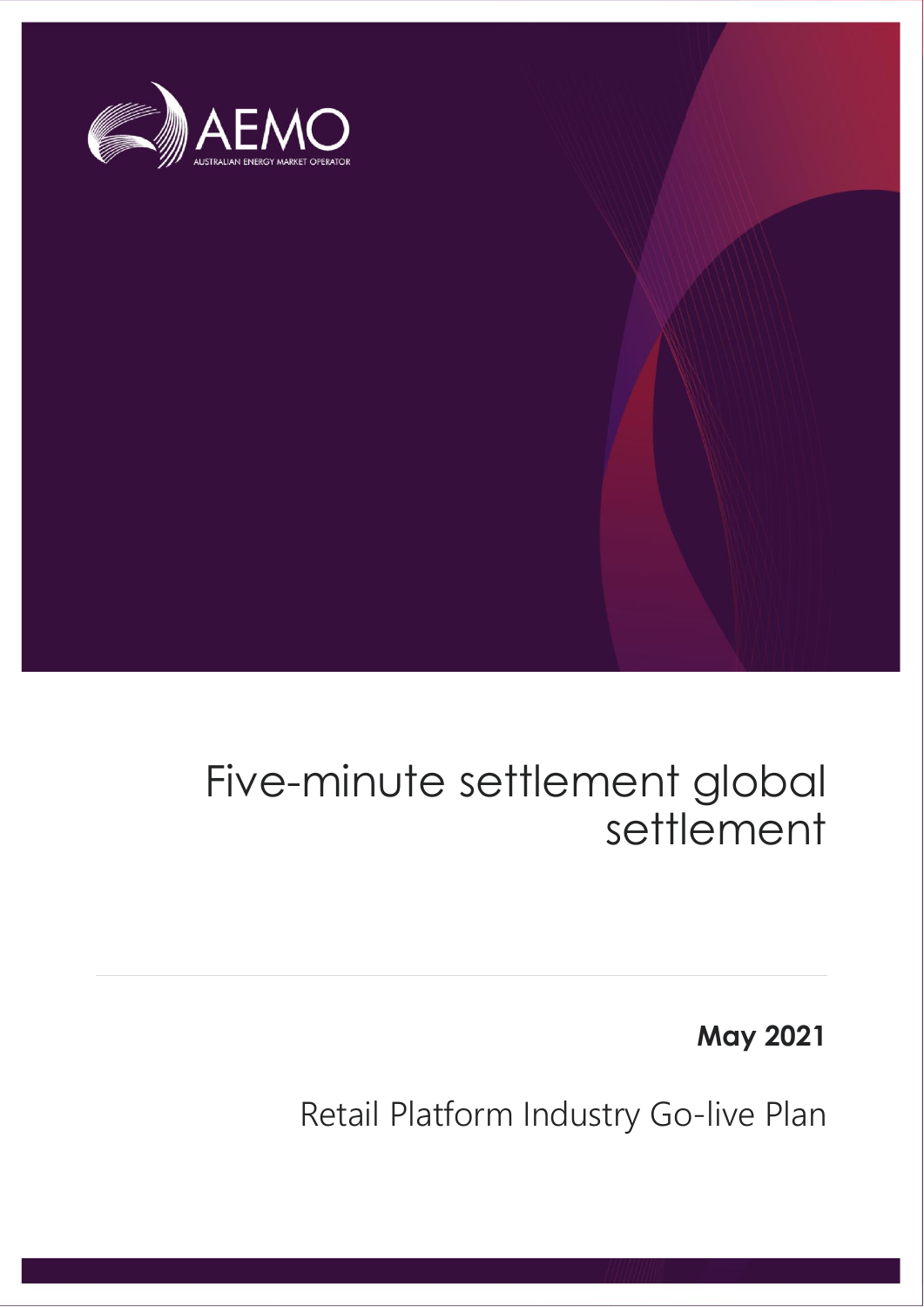AEMO

AUSTRALIAN ENERGY MARKET OPERATOR

# Five-minute settlement global settlement

**May 2021**

Retail Platform Industry Go-live Plan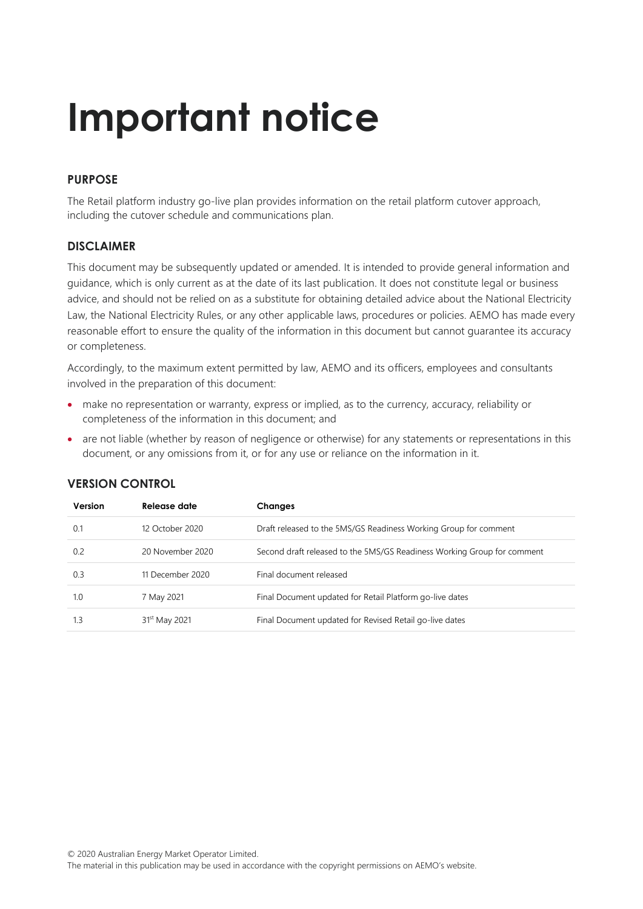# Important notice

## PURPOSE

The Retail platform industry go-live plan provides information on the retail platform cutover approach, including the cutover schedule and communications plan.

## DISCLAIMER

This document may be subsequently updated or amended. It is intended to provide general information and guidance, which is only current as at the date of its last publication. It does not constitute legal or business advice, and should not be relied on as a substitute for obtaining detailed advice about the National Electricity Law, the National Electricity Rules, or any other applicable laws, procedures or policies. AEMO has made every reasonable effort to ensure the quality of the information in this document but cannot guarantee its accuracy or completeness.

Accordingly, to the maximum extent permitted by law, AEMO and its officers, employees and consultants involved in the preparation of this document:

- make no representation or warranty, express or implied, as to the currency, accuracy, reliability or completeness of the information in this document; and
- are not liable (whether by reason of negligence or otherwise) for any statements or representations in this document, or any omissions from it, or for any use or reliance on the information in it.

## VERSION CONTROL

| Version | Release date | Changes |
|---|---|---|
| 0.1 | 12 October 2020 | Draft released to the 5MS/GS Readiness Working Group for comment |
| 0.2 | 20 November 2020 | Second draft released to the 5MS/GS Readiness Working Group for comment |
| 0.3 | 11 December 2020 | Final document released |
| 1.0 | 7 May 2021 | Final Document updated for Retail Platform go-live dates |
| 1.3 | 31st May 2021 | Final Document updated for Revised Retail go-live dates |

© 2020 Australian Energy Market Operator Limited.
The material in this publication may be used in accordance with the copyright permissions on AEMO's website.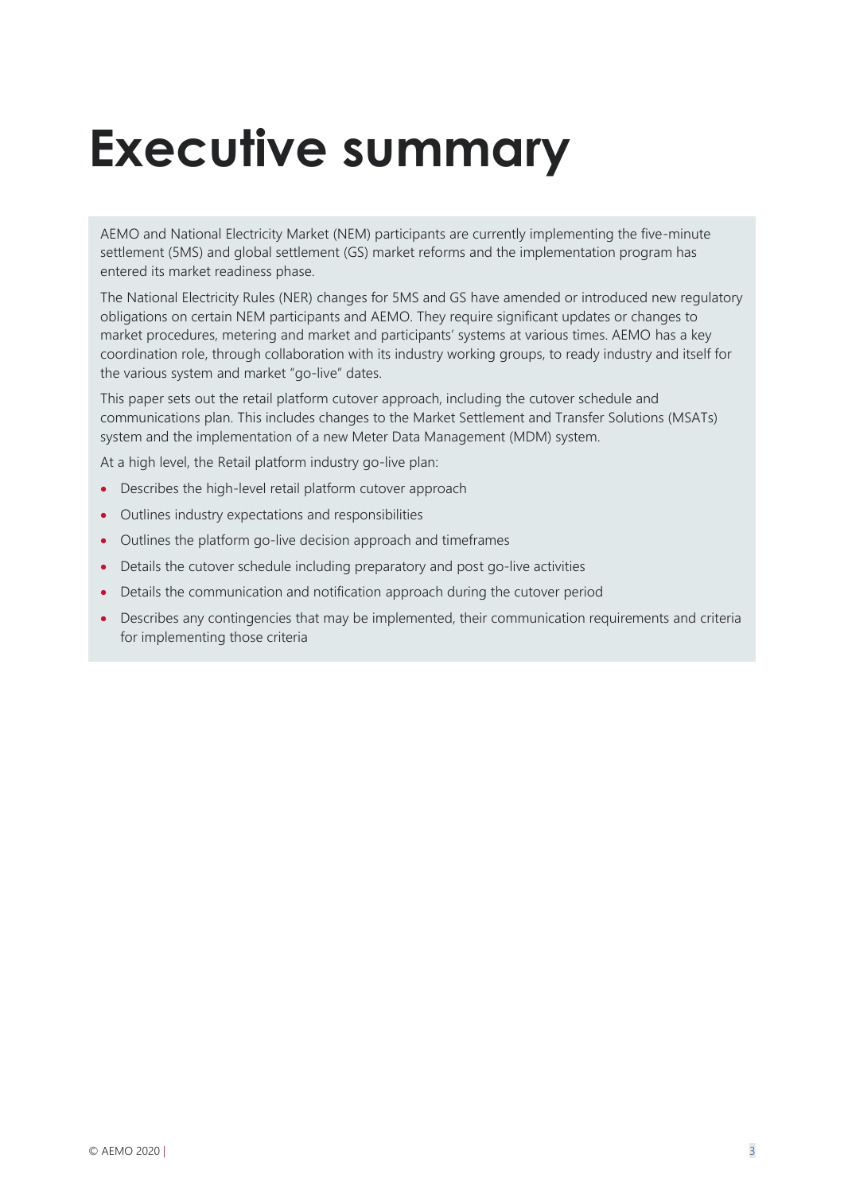# Executive summary

AEMO and National Electricity Market (NEM) participants are currently implementing the five-minute settlement (5MS) and global settlement (GS) market reforms and the implementation program has entered its market readiness phase.

The National Electricity Rules (NER) changes for 5MS and GS have amended or introduced new regulatory obligations on certain NEM participants and AEMO. They require significant updates or changes to market procedures, metering and market and participants' systems at various times. AEMO has a key coordination role, through collaboration with its industry working groups, to ready industry and itself for the various system and market "go-live" dates.

This paper sets out the retail platform cutover approach, including the cutover schedule and communications plan. This includes changes to the Market Settlement and Transfer Solutions (MSATs) system and the implementation of a new Meter Data Management (MDM) system.

At a high level, the Retail platform industry go-live plan:

- Describes the high-level retail platform cutover approach
- Outlines industry expectations and responsibilities
- Outlines the platform go-live decision approach and timeframes
- Details the cutover schedule including preparatory and post go-live activities
- Details the communication and notification approach during the cutover period
- Describes any contingencies that may be implemented, their communication requirements and criteria for implementing those criteria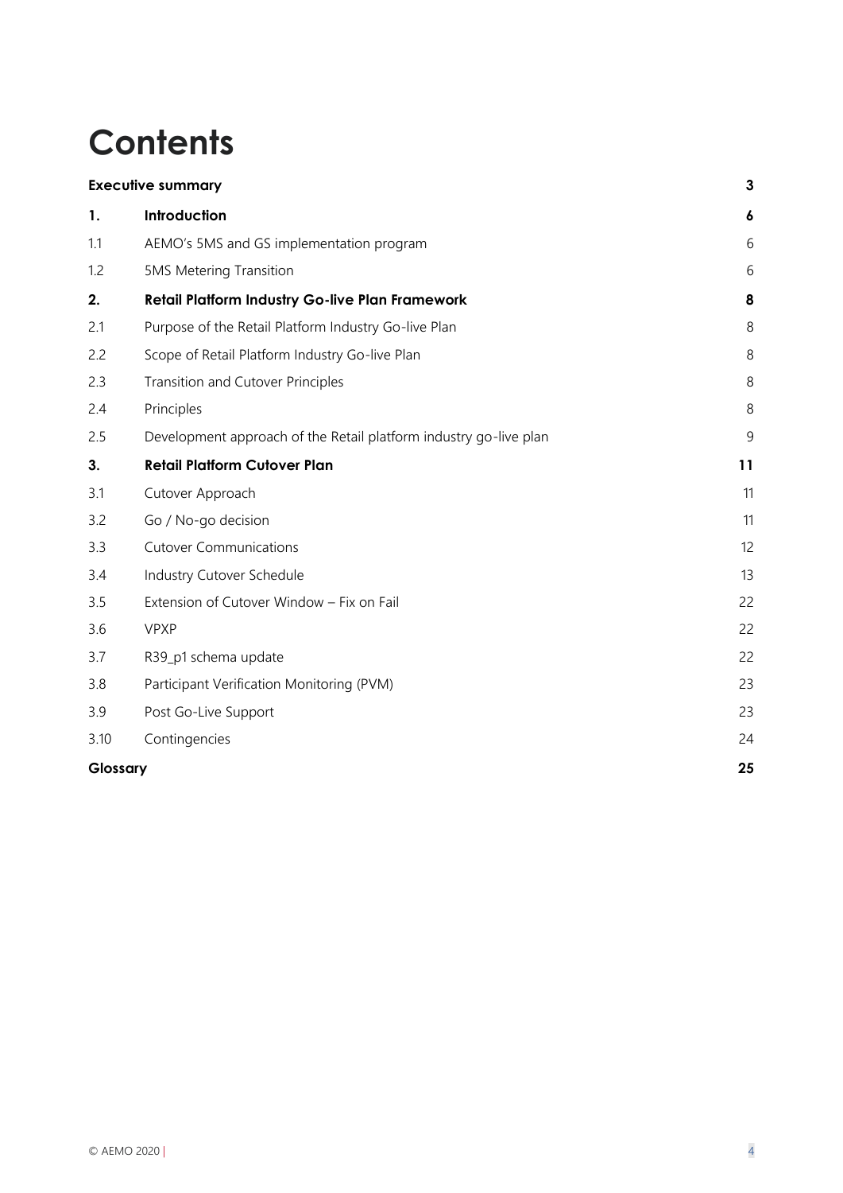# Contents

| | | |
|---|---|---|
| **Executive summary** | | **3** |
| **1.** | **Introduction** | **6** |
| 1.1 | AEMO's 5MS and GS implementation program | 6 |
| 1.2 | 5MS Metering Transition | 6 |
| **2.** | **Retail Platform Industry Go-live Plan Framework** | **8** |
| 2.1 | Purpose of the Retail Platform Industry Go-live Plan | 8 |
| 2.2 | Scope of Retail Platform Industry Go-live Plan | 8 |
| 2.3 | Transition and Cutover Principles | 8 |
| 2.4 | Principles | 8 |
| 2.5 | Development approach of the Retail platform industry go-live plan | 9 |
| **3.** | **Retail Platform Cutover Plan** | **11** |
| 3.1 | Cutover Approach | 11 |
| 3.2 | Go / No-go decision | 11 |
| 3.3 | Cutover Communications | 12 |
| 3.4 | Industry Cutover Schedule | 13 |
| 3.5 | Extension of Cutover Window – Fix on Fail | 22 |
| 3.6 | VPXP | 22 |
| 3.7 | R39_p1 schema update | 22 |
| 3.8 | Participant Verification Monitoring (PVM) | 23 |
| 3.9 | Post Go-Live Support | 23 |
| 3.10 | Contingencies | 24 |
| **Glossary** | | **25** |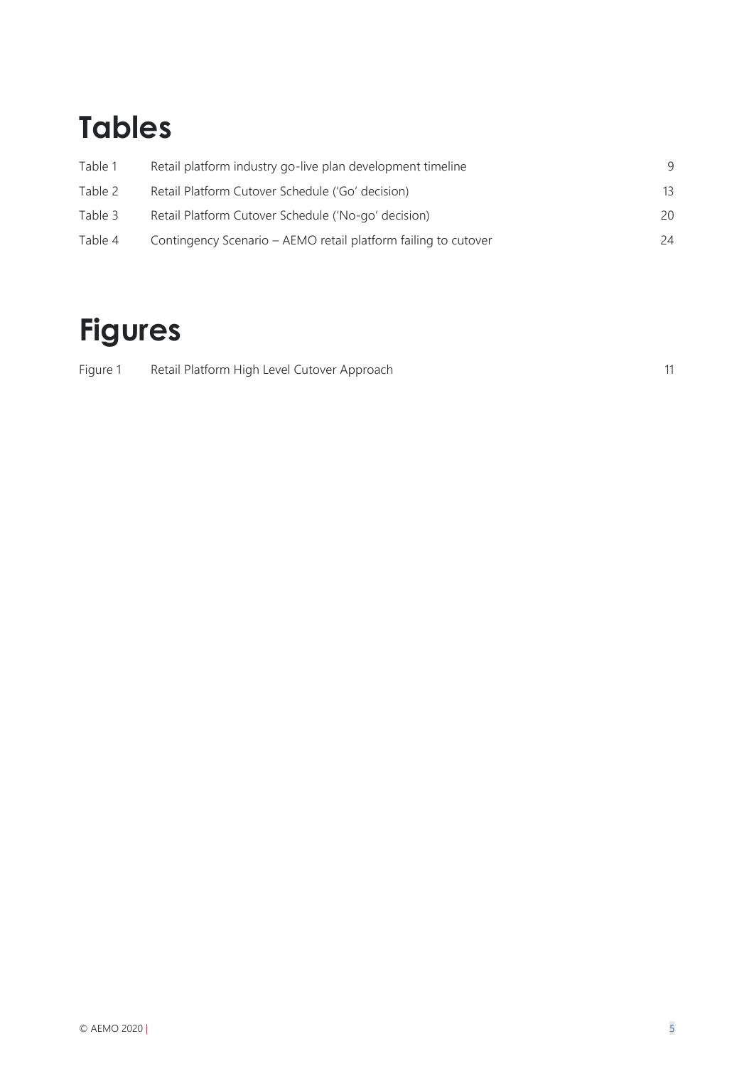# Tables

| | | |
|---|---|---|
| Table 1 | Retail platform industry go-live plan development timeline | 9 |
| Table 2 | Retail Platform Cutover Schedule ('Go' decision) | 13 |
| Table 3 | Retail Platform Cutover Schedule ('No-go' decision) | 20 |
| Table 4 | Contingency Scenario – AEMO retail platform failing to cutover | 24 |

# Figures

| | | |
|---|---|---|
| Figure 1 | Retail Platform High Level Cutover Approach | 11 |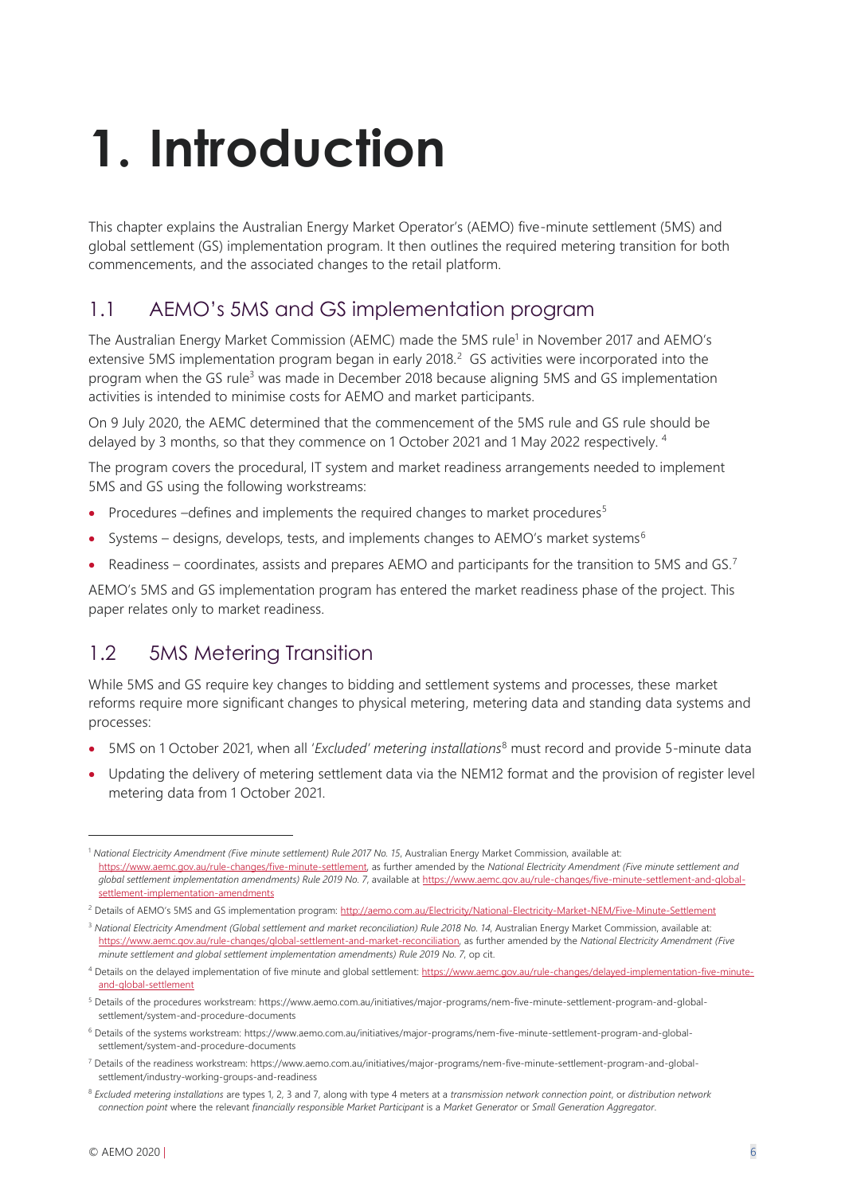# 1. Introduction

This chapter explains the Australian Energy Market Operator's (AEMO) five-minute settlement (5MS) and global settlement (GS) implementation program. It then outlines the required metering transition for both commencements, and the associated changes to the retail platform.

## 1.1 AEMO's 5MS and GS implementation program

The Australian Energy Market Commission (AEMC) made the 5MS rule[1] in November 2017 and AEMO's extensive 5MS implementation program began in early 2018.[2] GS activities were incorporated into the program when the GS rule[3] was made in December 2018 because aligning 5MS and GS implementation activities is intended to minimise costs for AEMO and market participants.

On 9 July 2020, the AEMC determined that the commencement of the 5MS rule and GS rule should be delayed by 3 months, so that they commence on 1 October 2021 and 1 May 2022 respectively.[4]

The program covers the procedural, IT system and market readiness arrangements needed to implement 5MS and GS using the following workstreams:

- Procedures –defines and implements the required changes to market procedures[5]
- Systems – designs, develops, tests, and implements changes to AEMO's market systems[6]
- Readiness – coordinates, assists and prepares AEMO and participants for the transition to 5MS and GS.[7]

AEMO's 5MS and GS implementation program has entered the market readiness phase of the project. This paper relates only to market readiness.

## 1.2 5MS Metering Transition

While 5MS and GS require key changes to bidding and settlement systems and processes, these market reforms require more significant changes to physical metering, metering data and standing data systems and processes:

- 5MS on 1 October 2021, when all '*Excluded' metering installations*[8] must record and provide 5-minute data
- Updating the delivery of metering settlement data via the NEM12 format and the provision of register level metering data from 1 October 2021.

---

[1] *National Electricity Amendment (Five minute settlement) Rule 2017 No. 15*, Australian Energy Market Commission, available at: https://www.aemc.gov.au/rule-changes/five-minute-settlement, as further amended by the *National Electricity Amendment (Five minute settlement and global settlement implementation amendments) Rule 2019 No. 7*, available at https://www.aemc.gov.au/rule-changes/five-minute-settlement-and-global-settlement-implementation-amendments

[2] Details of AEMO's 5MS and GS implementation program: http://aemo.com.au/Electricity/National-Electricity-Market-NEM/Five-Minute-Settlement

[3] *National Electricity Amendment (Global settlement and market reconciliation) Rule 2018 No. 14*, Australian Energy Market Commission, available at: https://www.aemc.gov.au/rule-changes/global-settlement-and-market-reconciliation, as further amended by the *National Electricity Amendment (Five minute settlement and global settlement implementation amendments) Rule 2019 No. 7*, op cit.

[4] Details on the delayed implementation of five minute and global settlement: https://www.aemc.gov.au/rule-changes/delayed-implementation-five-minute-and-global-settlement

[5] Details of the procedures workstream: https://www.aemo.com.au/initiatives/major-programs/nem-five-minute-settlement-program-and-global-settlement/system-and-procedure-documents

[6] Details of the systems workstream: https://www.aemo.com.au/initiatives/major-programs/nem-five-minute-settlement-program-and-global-settlement/system-and-procedure-documents

[7] Details of the readiness workstream: https://www.aemo.com.au/initiatives/major-programs/nem-five-minute-settlement-program-and-global-settlement/industry-working-groups-and-readiness

[8] *Excluded metering installations* are types 1, 2, 3 and 7, along with type 4 meters at a *transmission network connection point*, or *distribution network connection point* where the relevant *financially responsible Market Participant* is a *Market Generator* or *Small Generation Aggregator*.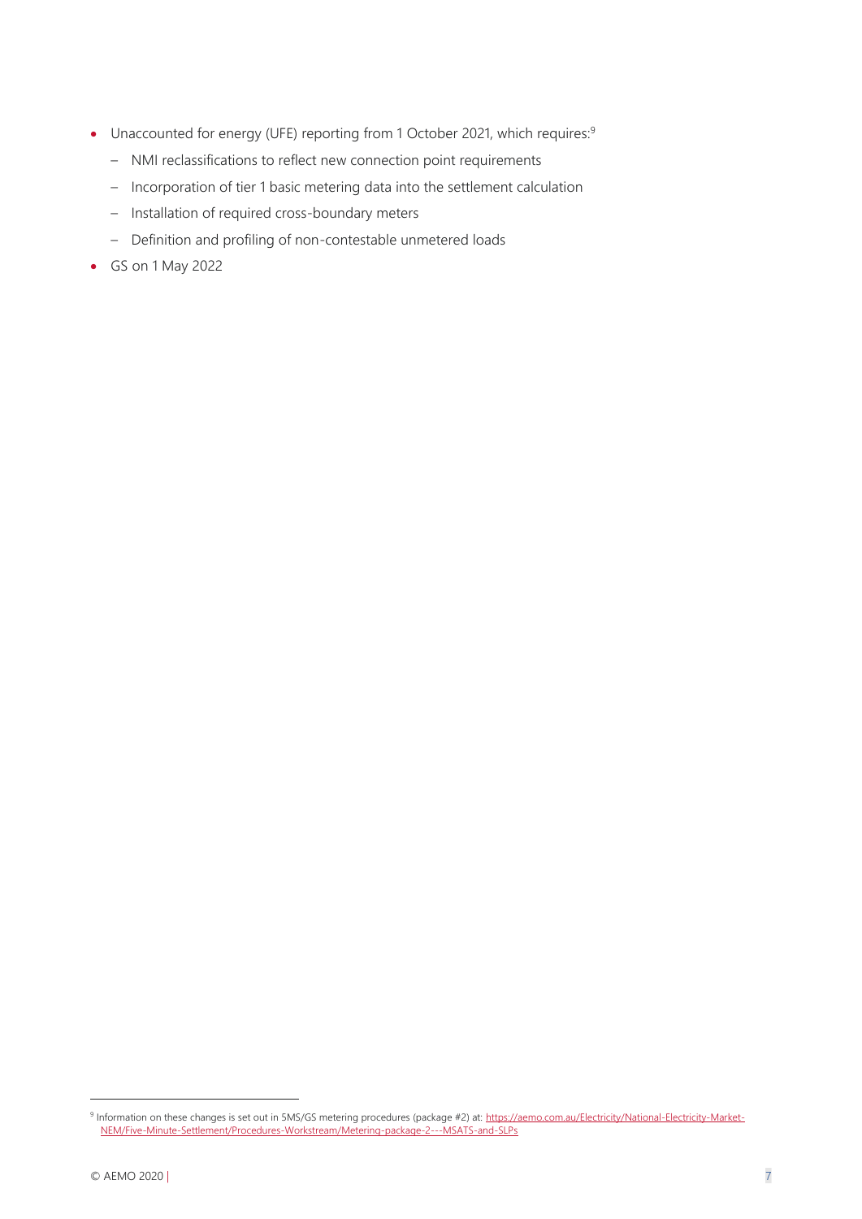- Unaccounted for energy (UFE) reporting from 1 October 2021, which requires:[9]
  - NMI reclassifications to reflect new connection point requirements
  - Incorporation of tier 1 basic metering data into the settlement calculation
  - Installation of required cross-boundary meters
  - Definition and profiling of non-contestable unmetered loads
- GS on 1 May 2022

[9] Information on these changes is set out in 5MS/GS metering procedures (package #2) at: https://aemo.com.au/Electricity/National-Electricity-Market-NEM/Five-Minute-Settlement/Procedures-Workstream/Metering-package-2---MSATS-and-SLPs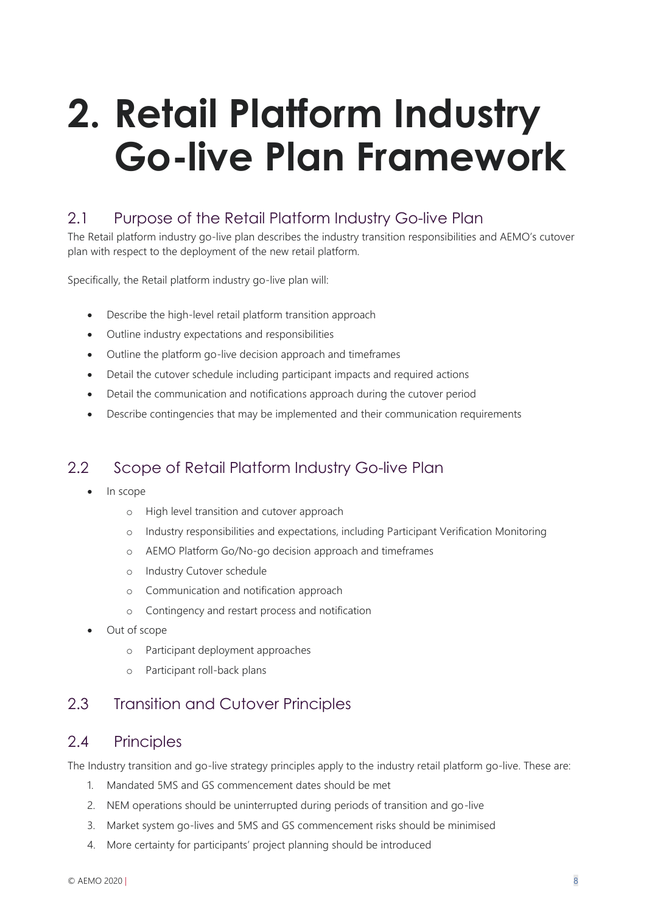# 2. Retail Platform Industry Go-live Plan Framework

## 2.1 Purpose of the Retail Platform Industry Go-live Plan

The Retail platform industry go-live plan describes the industry transition responsibilities and AEMO's cutover plan with respect to the deployment of the new retail platform.

Specifically, the Retail platform industry go-live plan will:

- Describe the high-level retail platform transition approach
- Outline industry expectations and responsibilities
- Outline the platform go-live decision approach and timeframes
- Detail the cutover schedule including participant impacts and required actions
- Detail the communication and notifications approach during the cutover period
- Describe contingencies that may be implemented and their communication requirements

## 2.2 Scope of Retail Platform Industry Go-live Plan

- In scope
  - High level transition and cutover approach
  - Industry responsibilities and expectations, including Participant Verification Monitoring
  - AEMO Platform Go/No-go decision approach and timeframes
  - Industry Cutover schedule
  - Communication and notification approach
  - Contingency and restart process and notification
- Out of scope
  - Participant deployment approaches
  - Participant roll-back plans

## 2.3 Transition and Cutover Principles

## 2.4 Principles

The Industry transition and go-live strategy principles apply to the industry retail platform go-live. These are:

1. Mandated 5MS and GS commencement dates should be met
2. NEM operations should be uninterrupted during periods of transition and go-live
3. Market system go-lives and 5MS and GS commencement risks should be minimised
4. More certainty for participants' project planning should be introduced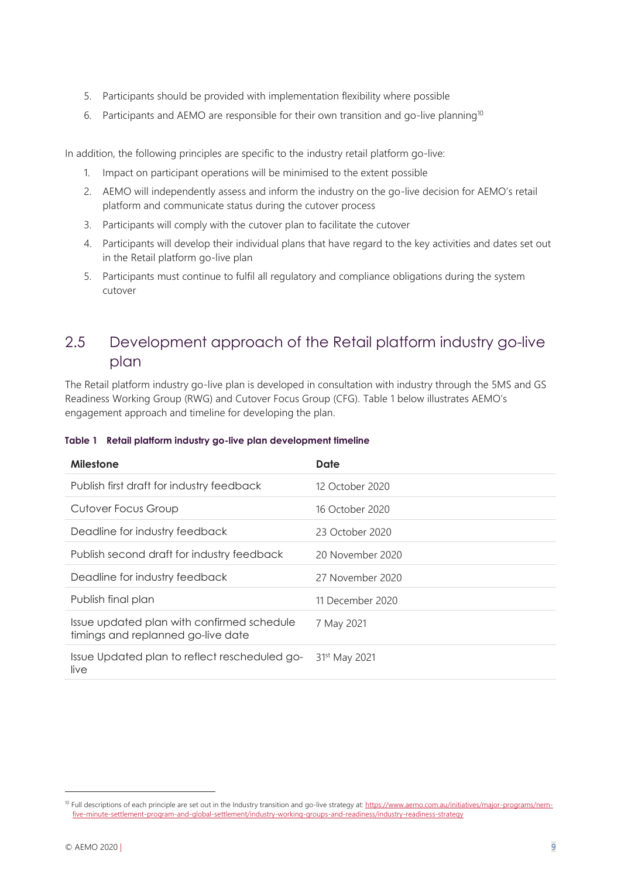5. Participants should be provided with implementation flexibility where possible
6. Participants and AEMO are responsible for their own transition and go-live planning[10]

In addition, the following principles are specific to the industry retail platform go-live:

1. Impact on participant operations will be minimised to the extent possible
2. AEMO will independently assess and inform the industry on the go-live decision for AEMO's retail platform and communicate status during the cutover process
3. Participants will comply with the cutover plan to facilitate the cutover
4. Participants will develop their individual plans that have regard to the key activities and dates set out in the Retail platform go-live plan
5. Participants must continue to fulfil all regulatory and compliance obligations during the system cutover

## 2.5 Development approach of the Retail platform industry go-live plan

The Retail platform industry go-live plan is developed in consultation with industry through the 5MS and GS Readiness Working Group (RWG) and Cutover Focus Group (CFG). Table 1 below illustrates AEMO's engagement approach and timeline for developing the plan.

**Table 1 Retail platform industry go-live plan development timeline**

| Milestone | Date |
|---|---|
| Publish first draft for industry feedback | 12 October 2020 |
| Cutover Focus Group | 16 October 2020 |
| Deadline for industry feedback | 23 October 2020 |
| Publish second draft for industry feedback | 20 November 2020 |
| Deadline for industry feedback | 27 November 2020 |
| Publish final plan | 11 December 2020 |
| Issue updated plan with confirmed schedule timings and replanned go-live date | 7 May 2021 |
| Issue Updated plan to reflect rescheduled go-live | 31st May 2021 |

[10] Full descriptions of each principle are set out in the Industry transition and go-live strategy at: https://www.aemo.com.au/initiatives/major-programs/nem-five-minute-settlement-program-and-global-settlement/industry-working-groups-and-readiness/industry-readiness-strategy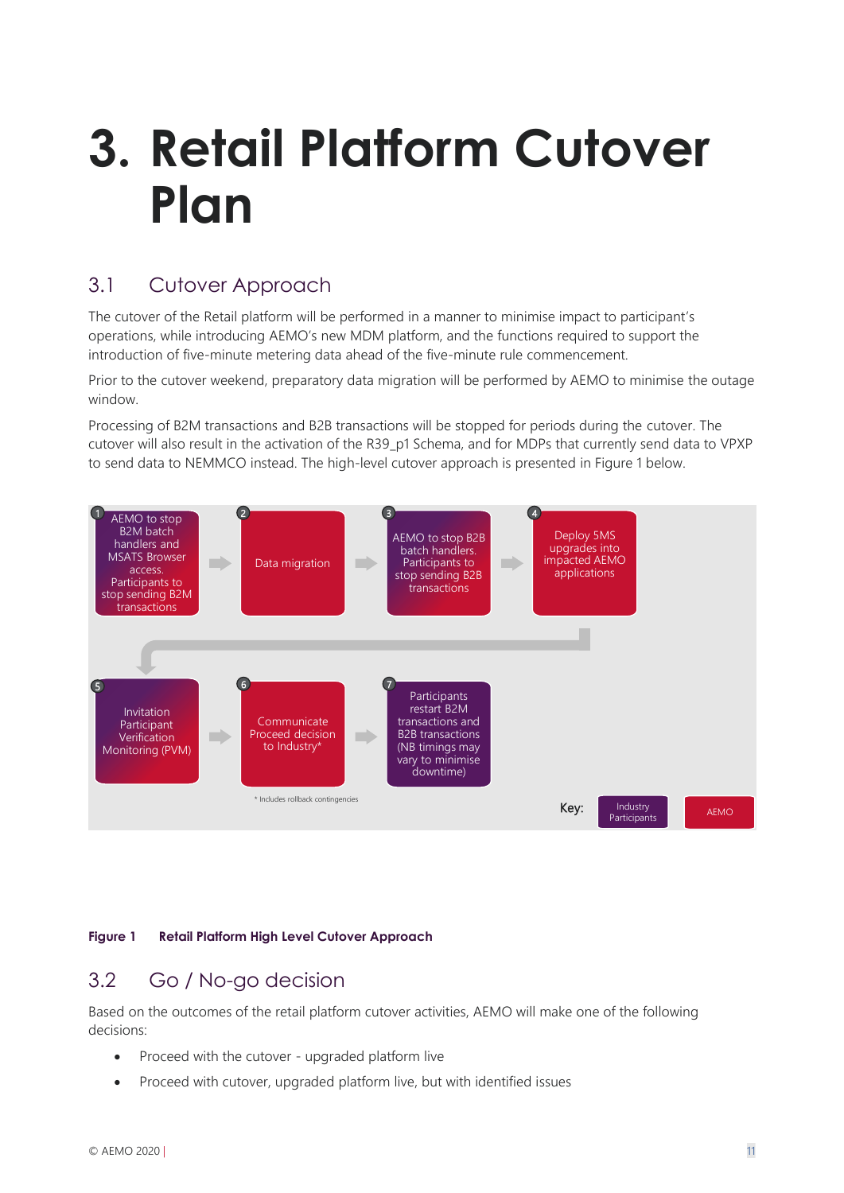# 3. Retail Platform Cutover Plan

## 3.1 Cutover Approach

The cutover of the Retail platform will be performed in a manner to minimise impact to participant's operations, while introducing AEMO's new MDM platform, and the functions required to support the introduction of five-minute metering data ahead of the five-minute rule commencement.

Prior to the cutover weekend, preparatory data migration will be performed by AEMO to minimise the outage window.

Processing of B2M transactions and B2B transactions will be stopped for periods during the cutover. The cutover will also result in the activation of the R39_p1 Schema, and for MDPs that currently send data to VPXP to send data to NEMMCO instead. The high-level cutover approach is presented in Figure 1 below.

1. AEMO to stop B2M batch handlers and MSATS Browser access. Participants to stop sending B2M transactions
2. Data migration
3. AEMO to stop B2B batch handlers. Participants to stop sending B2B transactions
4. Deploy 5MS upgrades into impacted AEMO applications
5. Invitation Participant Verification Monitoring (PVM)
6. Communicate Proceed decision to Industry*
7. Participants restart B2M transactions and B2B transactions (NB timings may vary to minimise downtime)

\* Includes rollback contingencies

Key: Industry Participants | AEMO

**Figure 1 Retail Platform High Level Cutover Approach**

## 3.2 Go / No-go decision

Based on the outcomes of the retail platform cutover activities, AEMO will make one of the following decisions:

- Proceed with the cutover - upgraded platform live
- Proceed with cutover, upgraded platform live, but with identified issues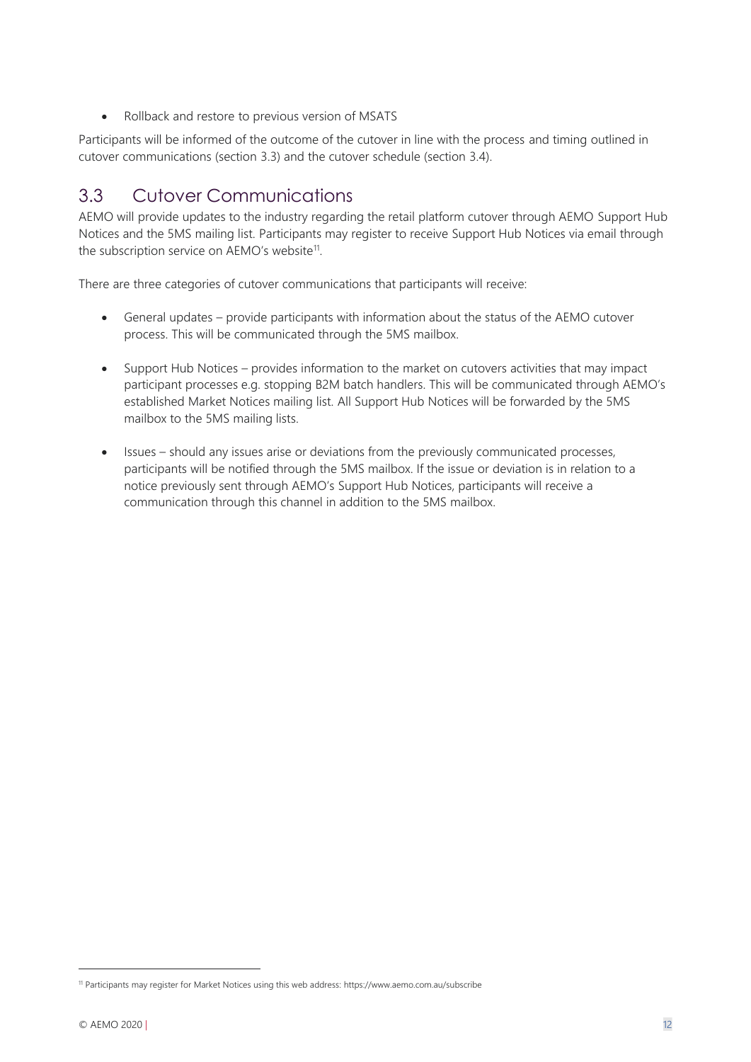- Rollback and restore to previous version of MSATS

Participants will be informed of the outcome of the cutover in line with the process and timing outlined in cutover communications (section 3.3) and the cutover schedule (section 3.4).

## 3.3 Cutover Communications

AEMO will provide updates to the industry regarding the retail platform cutover through AEMO Support Hub Notices and the 5MS mailing list. Participants may register to receive Support Hub Notices via email through the subscription service on AEMO's website[11].

There are three categories of cutover communications that participants will receive:

- General updates – provide participants with information about the status of the AEMO cutover process. This will be communicated through the 5MS mailbox.
- Support Hub Notices – provides information to the market on cutovers activities that may impact participant processes e.g. stopping B2M batch handlers. This will be communicated through AEMO's established Market Notices mailing list. All Support Hub Notices will be forwarded by the 5MS mailbox to the 5MS mailing lists.
- Issues – should any issues arise or deviations from the previously communicated processes, participants will be notified through the 5MS mailbox. If the issue or deviation is in relation to a notice previously sent through AEMO's Support Hub Notices, participants will receive a communication through this channel in addition to the 5MS mailbox.

[11] Participants may register for Market Notices using this web address: https://www.aemo.com.au/subscribe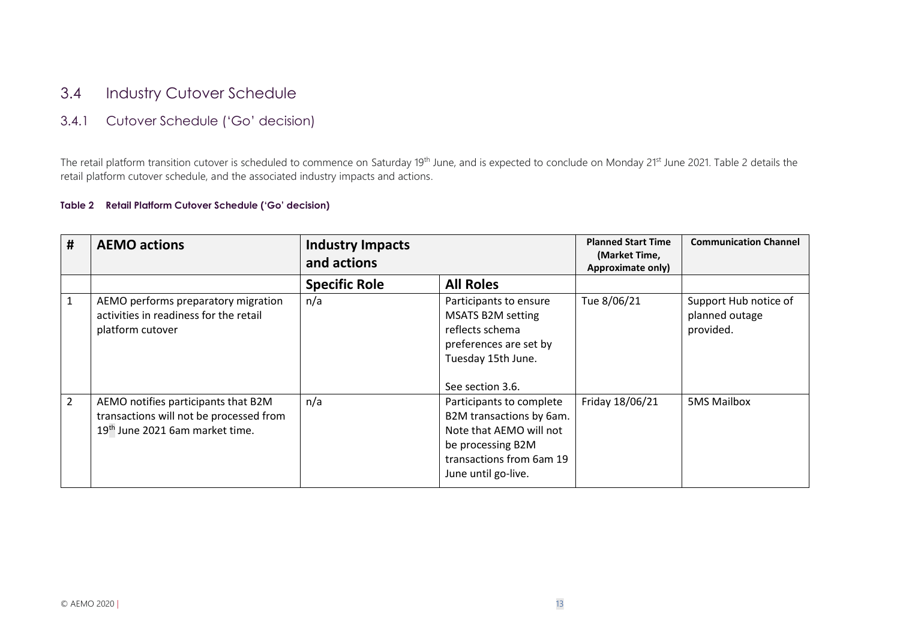## 3.4 Industry Cutover Schedule

### 3.4.1 Cutover Schedule ('Go' decision)

The retail platform transition cutover is scheduled to commence on Saturday 19th June, and is expected to conclude on Monday 21st June 2021. Table 2 details the retail platform cutover schedule, and the associated industry impacts and actions.

**Table 2 Retail Platform Cutover Schedule ('Go' decision)**

| # | AEMO actions | Industry Impacts and actions | | Planned Start Time (Market Time, Approximate only) | Communication Channel |
|---|---|---|---|---|---|
| | | **Specific Role** | **All Roles** | | |
| 1 | AEMO performs preparatory migration activities in readiness for the retail platform cutover | n/a | Participants to ensure MSATS B2M setting reflects schema preferences are set by Tuesday 15th June.<br><br>See section 3.6. | Tue 8/06/21 | Support Hub notice of planned outage provided. |
| 2 | AEMO notifies participants that B2M transactions will not be processed from 19th June 2021 6am market time. | n/a | Participants to complete B2M transactions by 6am. Note that AEMO will not be processing B2M transactions from 6am 19 June until go-live. | Friday 18/06/21 | 5MS Mailbox |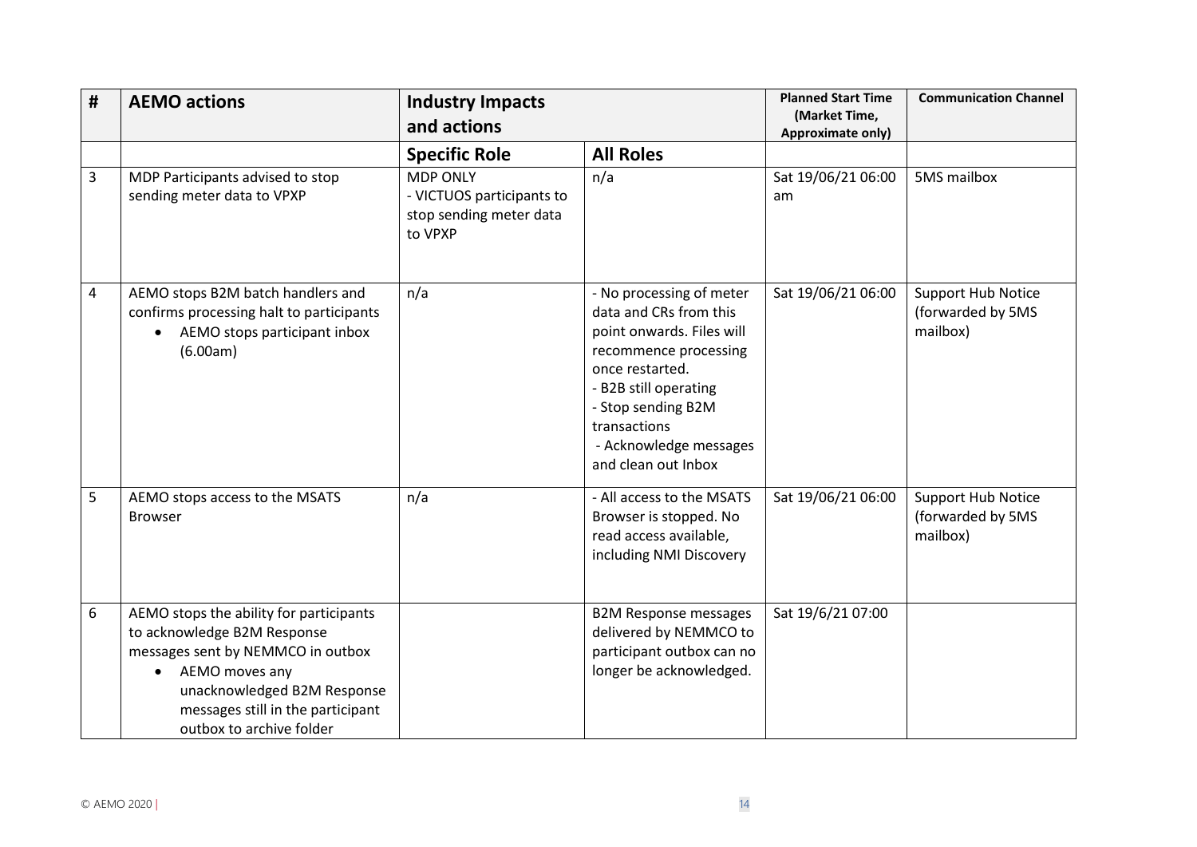| # | AEMO actions | Industry Impacts and actions | | Planned Start Time (Market Time, Approximate only) | Communication Channel |
|---|---|---|---|---|---|
| | | **Specific Role** | **All Roles** | | |
| 3 | MDP Participants advised to stop sending meter data to VPXP | MDP ONLY<br>- VICTUOS participants to stop sending meter data to VPXP | n/a | Sat 19/06/21 06:00 am | 5MS mailbox |
| 4 | AEMO stops B2M batch handlers and confirms processing halt to participants<br>• AEMO stops participant inbox (6.00am) | n/a | - No processing of meter data and CRs from this point onwards. Files will recommence processing once restarted.<br>- B2B still operating<br>- Stop sending B2M transactions<br>- Acknowledge messages and clean out Inbox | Sat 19/06/21 06:00 | Support Hub Notice (forwarded by 5MS mailbox) |
| 5 | AEMO stops access to the MSATS Browser | n/a | - All access to the MSATS Browser is stopped. No read access available, including NMI Discovery | Sat 19/06/21 06:00 | Support Hub Notice (forwarded by 5MS mailbox) |
| 6 | AEMO stops the ability for participants to acknowledge B2M Response messages sent by NEMMCO in outbox<br>• AEMO moves any unacknowledged B2M Response messages still in the participant outbox to archive folder | | B2M Response messages delivered by NEMMCO to participant outbox can no longer be acknowledged. | Sat 19/6/21 07:00 | |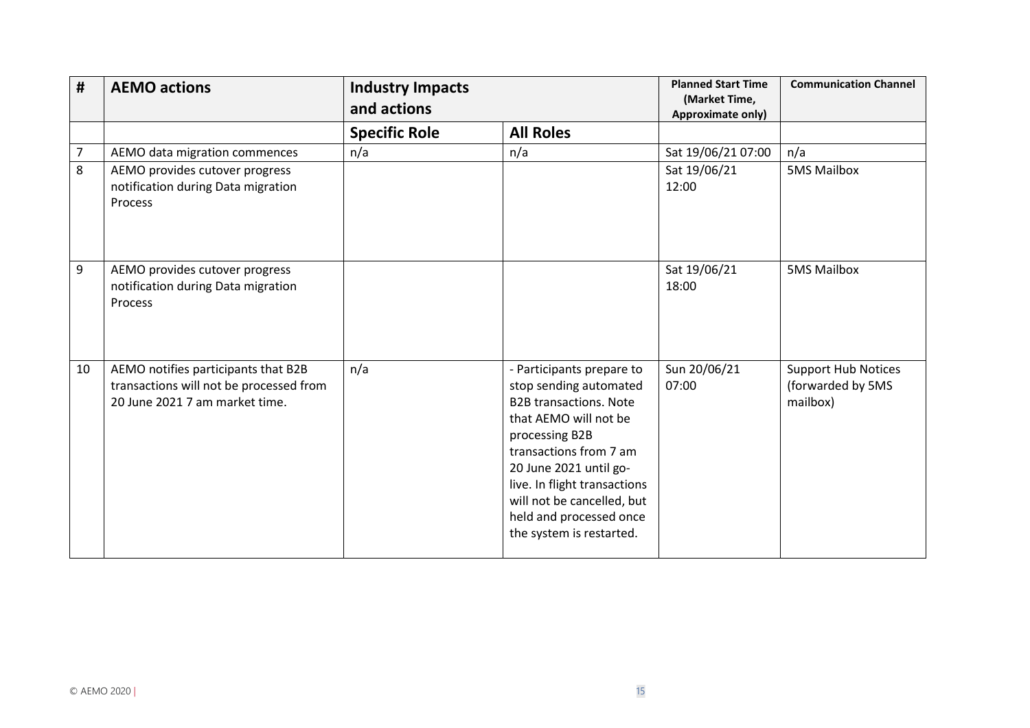| # | AEMO actions | Industry Impacts and actions | | Planned Start Time (Market Time, Approximate only) | Communication Channel |
|---|---|---|---|---|---|
| | | Specific Role | All Roles | | |
| 7 | AEMO data migration commences | n/a | n/a | Sat 19/06/21 07:00 | n/a |
| 8 | AEMO provides cutover progress notification during Data migration Process | | | Sat 19/06/21 12:00 | 5MS Mailbox |
| 9 | AEMO provides cutover progress notification during Data migration Process | | | Sat 19/06/21 18:00 | 5MS Mailbox |
| 10 | AEMO notifies participants that B2B transactions will not be processed from 20 June 2021 7 am market time. | n/a | - Participants prepare to stop sending automated B2B transactions. Note that AEMO will not be processing B2B transactions from 7 am 20 June 2021 until go-live. In flight transactions will not be cancelled, but held and processed once the system is restarted. | Sun 20/06/21 07:00 | Support Hub Notices (forwarded by 5MS mailbox) |

© AEMO 2020 |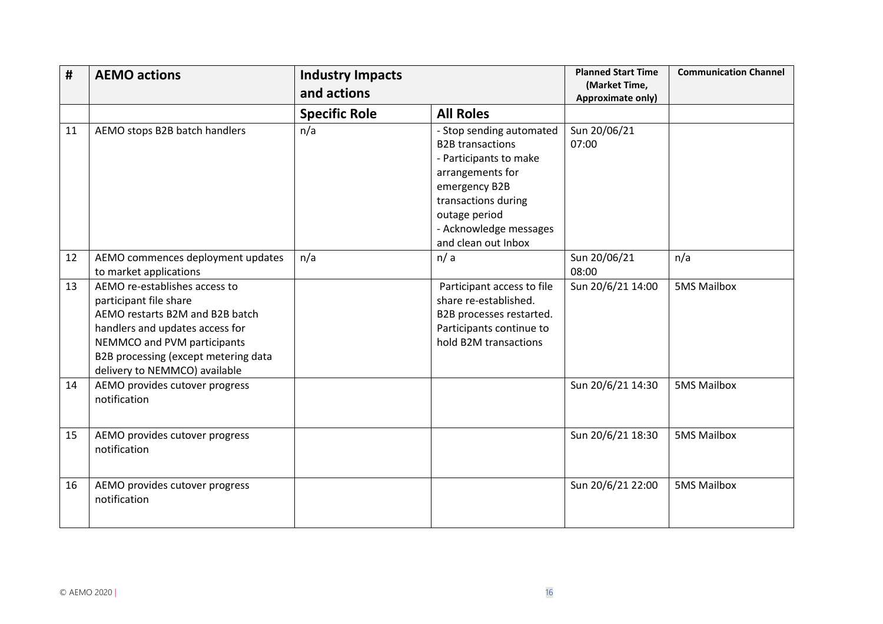| # | AEMO actions | Industry Impacts and actions | | Planned Start Time (Market Time, Approximate only) | Communication Channel |
|---|---|---|---|---|---|
| | | **Specific Role** | **All Roles** | | |
| 11 | AEMO stops B2B batch handlers | n/a | - Stop sending automated B2B transactions<br>- Participants to make arrangements for emergency B2B transactions during outage period<br>- Acknowledge messages and clean out Inbox | Sun 20/06/21 07:00 | |
| 12 | AEMO commences deployment updates to market applications | n/a | n/ a | Sun 20/06/21 08:00 | n/a |
| 13 | AEMO re-establishes access to participant file share<br>AEMO restarts B2M and B2B batch handlers and updates access for NEMMCO and PVM participants<br>B2B processing (except metering data delivery to NEMMCO) available | | Participant access to file share re-established. B2B processes restarted. Participants continue to hold B2M transactions | Sun 20/6/21 14:00 | 5MS Mailbox |
| 14 | AEMO provides cutover progress notification | | | Sun 20/6/21 14:30 | 5MS Mailbox |
| 15 | AEMO provides cutover progress notification | | | Sun 20/6/21 18:30 | 5MS Mailbox |
| 16 | AEMO provides cutover progress notification | | | Sun 20/6/21 22:00 | 5MS Mailbox |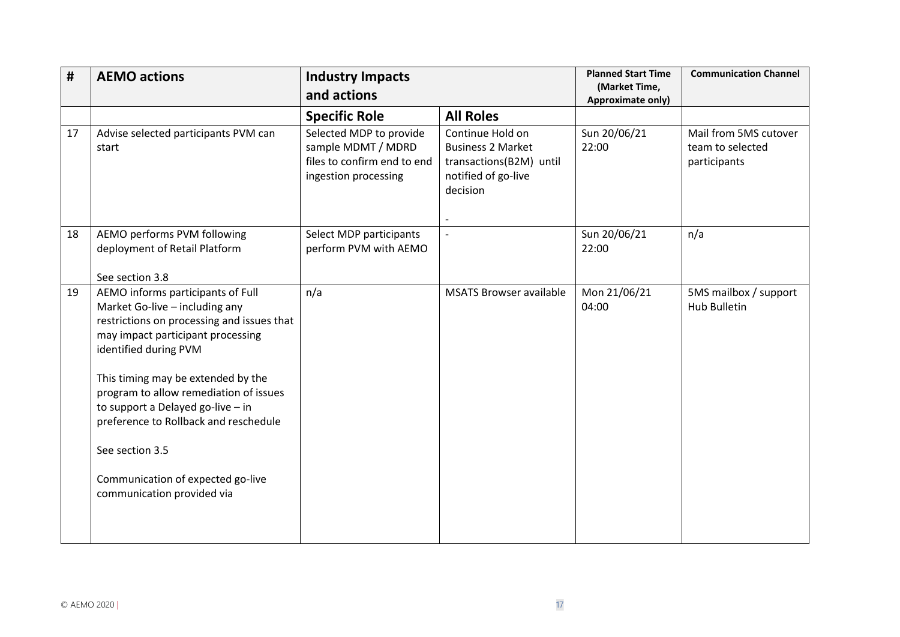| # | AEMO actions | Industry Impacts and actions | | Planned Start Time (Market Time, Approximate only) | Communication Channel |
|---|---|---|---|---|---|
| | | **Specific Role** | **All Roles** | | |
| 17 | Advise selected participants PVM can start | Selected MDP to provide sample MDMT / MDRD files to confirm end to end ingestion processing | Continue Hold on Business 2 Market transactions(B2M) until notified of go-live decision<br><br>- | Sun 20/06/21 22:00 | Mail from 5MS cutover team to selected participants |
| 18 | AEMO performs PVM following deployment of Retail Platform<br><br>See section 3.8 | Select MDP participants perform PVM with AEMO | - | Sun 20/06/21 22:00 | n/a |
| 19 | AEMO informs participants of Full Market Go-live – including any restrictions on processing and issues that may impact participant processing identified during PVM<br><br>This timing may be extended by the program to allow remediation of issues to support a Delayed go-live – in preference to Rollback and reschedule<br><br>See section 3.5<br><br>Communication of expected go-live communication provided via | n/a | MSATS Browser available | Mon 21/06/21 04:00 | 5MS mailbox / support Hub Bulletin |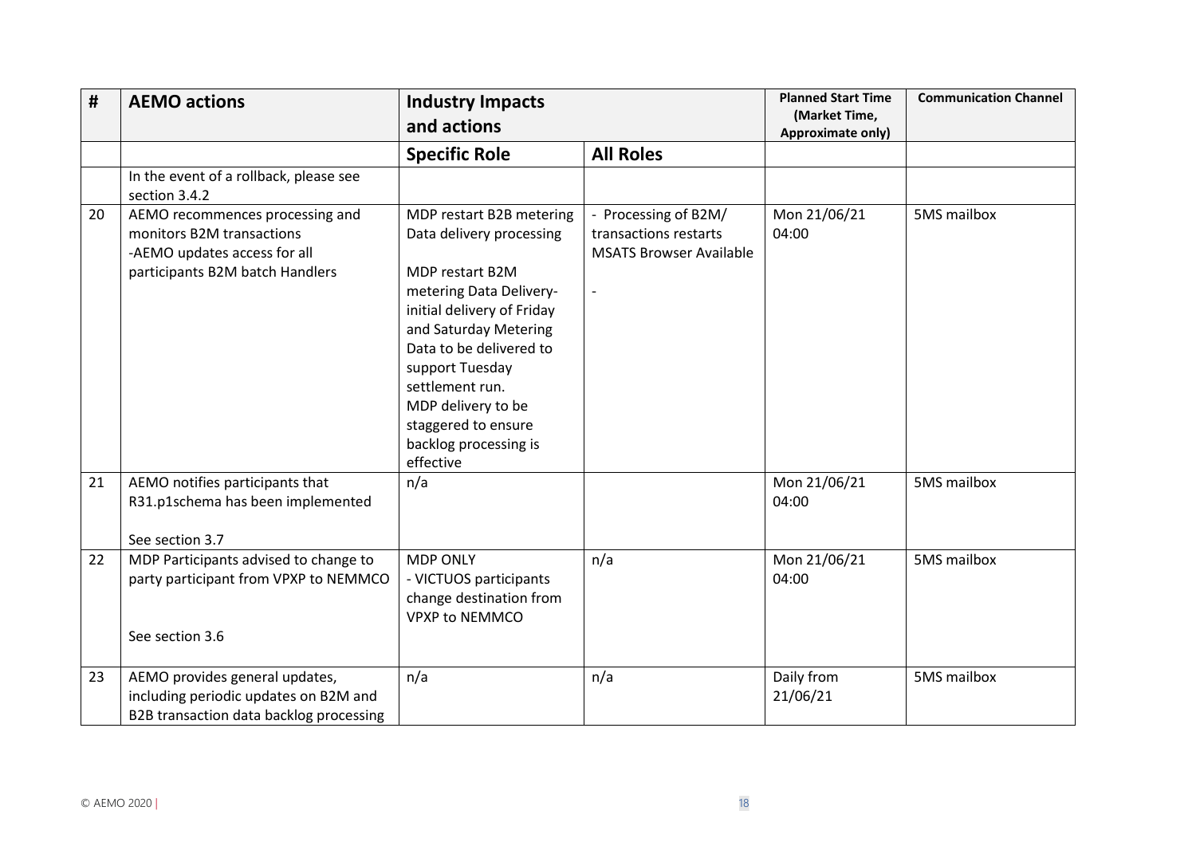| # | AEMO actions | Industry Impacts and actions | | Planned Start Time (Market Time, Approximate only) | Communication Channel |
|---|---|---|---|---|---|
| | | **Specific Role** | **All Roles** | | |
| | In the event of a rollback, please see section 3.4.2 | | | | |
| 20 | AEMO recommences processing and monitors B2M transactions<br>-AEMO updates access for all participants B2M batch Handlers | MDP restart B2B metering Data delivery processing<br><br>MDP restart B2M metering Data Delivery- initial delivery of Friday and Saturday Metering Data to be delivered to support Tuesday settlement run.<br>MDP delivery to be staggered to ensure backlog processing is effective | - Processing of B2M/ transactions restarts MSATS Browser Available<br><br>- | Mon 21/06/21 04:00 | 5MS mailbox |
| 21 | AEMO notifies participants that R31.p1schema has been implemented<br><br>See section 3.7 | n/a | | Mon 21/06/21 04:00 | 5MS mailbox |
| 22 | MDP Participants advised to change to party participant from VPXP to NEMMCO<br><br>See section 3.6 | MDP ONLY<br>- VICTUOS participants change destination from VPXP to NEMMCO | n/a | Mon 21/06/21 04:00 | 5MS mailbox |
| 23 | AEMO provides general updates, including periodic updates on B2M and B2B transaction data backlog processing | n/a | n/a | Daily from 21/06/21 | 5MS mailbox |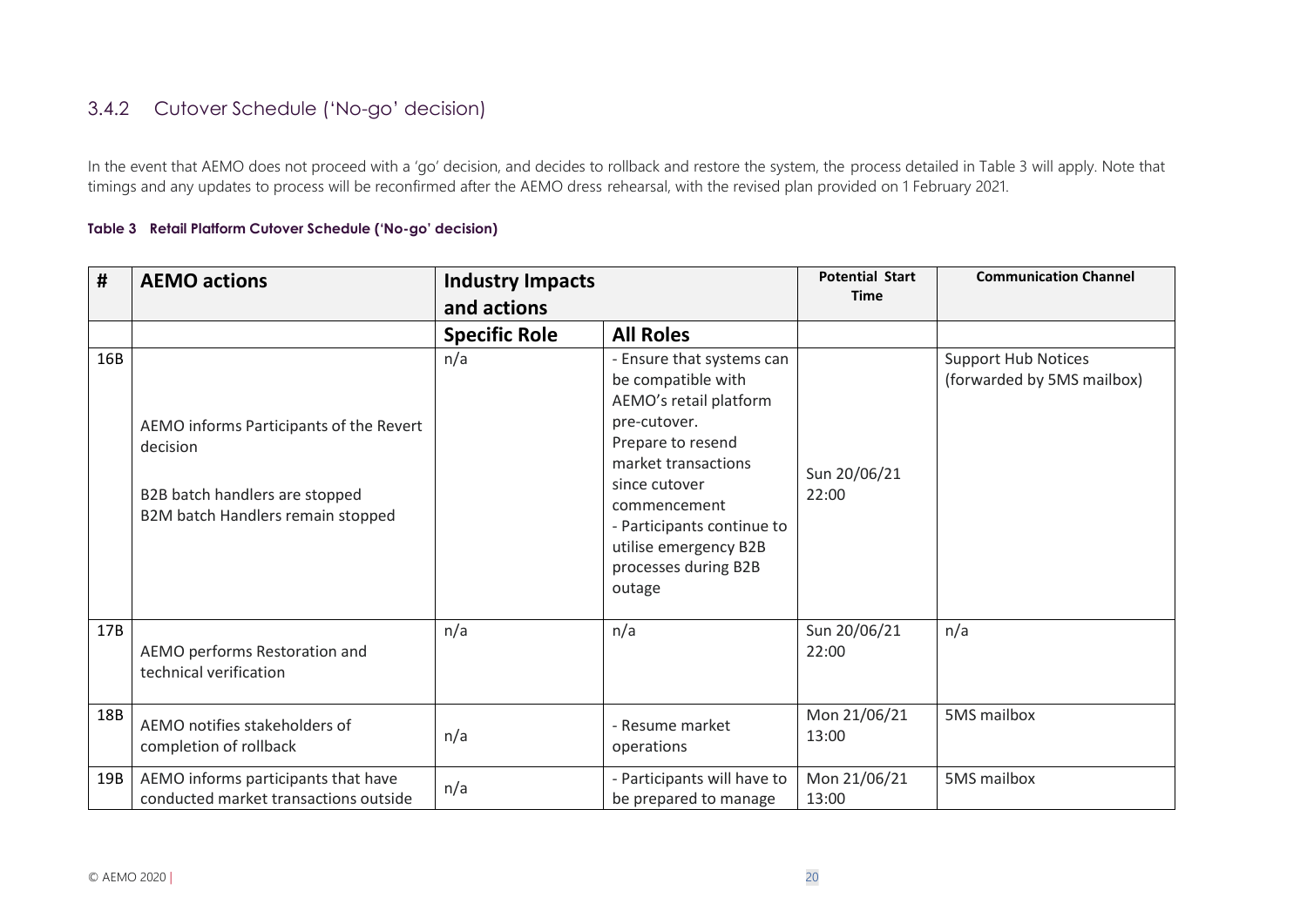### 3.4.2 Cutover Schedule ('No-go' decision)

In the event that AEMO does not proceed with a 'go' decision, and decides to rollback and restore the system, the process detailed in Table 3 will apply. Note that timings and any updates to process will be reconfirmed after the AEMO dress rehearsal, with the revised plan provided on 1 February 2021.

**Table 3 Retail Platform Cutover Schedule ('No-go' decision)**

| # | AEMO actions | Industry Impacts and actions | | Potential Start Time | Communication Channel |
|---|---|---|---|---|---|
| | | **Specific Role** | **All Roles** | | |
| 16B | AEMO informs Participants of the Revert decision<br><br>B2B batch handlers are stopped<br>B2M batch Handlers remain stopped | n/a | - Ensure that systems can be compatible with AEMO's retail platform pre-cutover.<br>Prepare to resend market transactions since cutover commencement<br>- Participants continue to utilise emergency B2B processes during B2B outage | Sun 20/06/21 22:00 | Support Hub Notices (forwarded by 5MS mailbox) |
| 17B | AEMO performs Restoration and technical verification | n/a | n/a | Sun 20/06/21 22:00 | n/a |
| 18B | AEMO notifies stakeholders of completion of rollback | n/a | - Resume market operations | Mon 21/06/21 13:00 | 5MS mailbox |
| 19B | AEMO informs participants that have conducted market transactions outside | n/a | - Participants will have to be prepared to manage | Mon 21/06/21 13:00 | 5MS mailbox |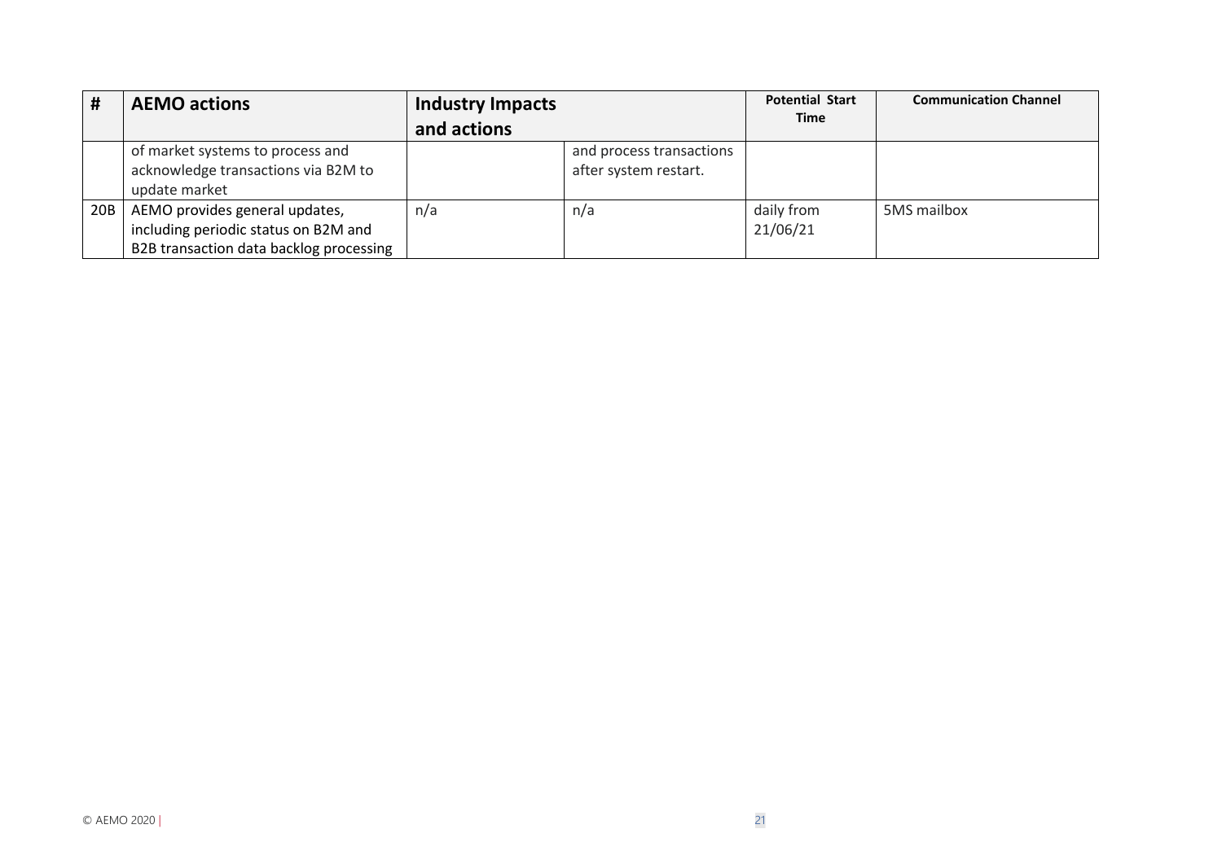| # | AEMO actions | Industry Impacts and actions | | Potential Start Time | Communication Channel |
|---|---|---|---|---|---|
| | of market systems to process and acknowledge transactions via B2M to update market | | and process transactions after system restart. | | |
| 20B | AEMO provides general updates, including periodic status on B2M and B2B transaction data backlog processing | n/a | n/a | daily from 21/06/21 | 5MS mailbox |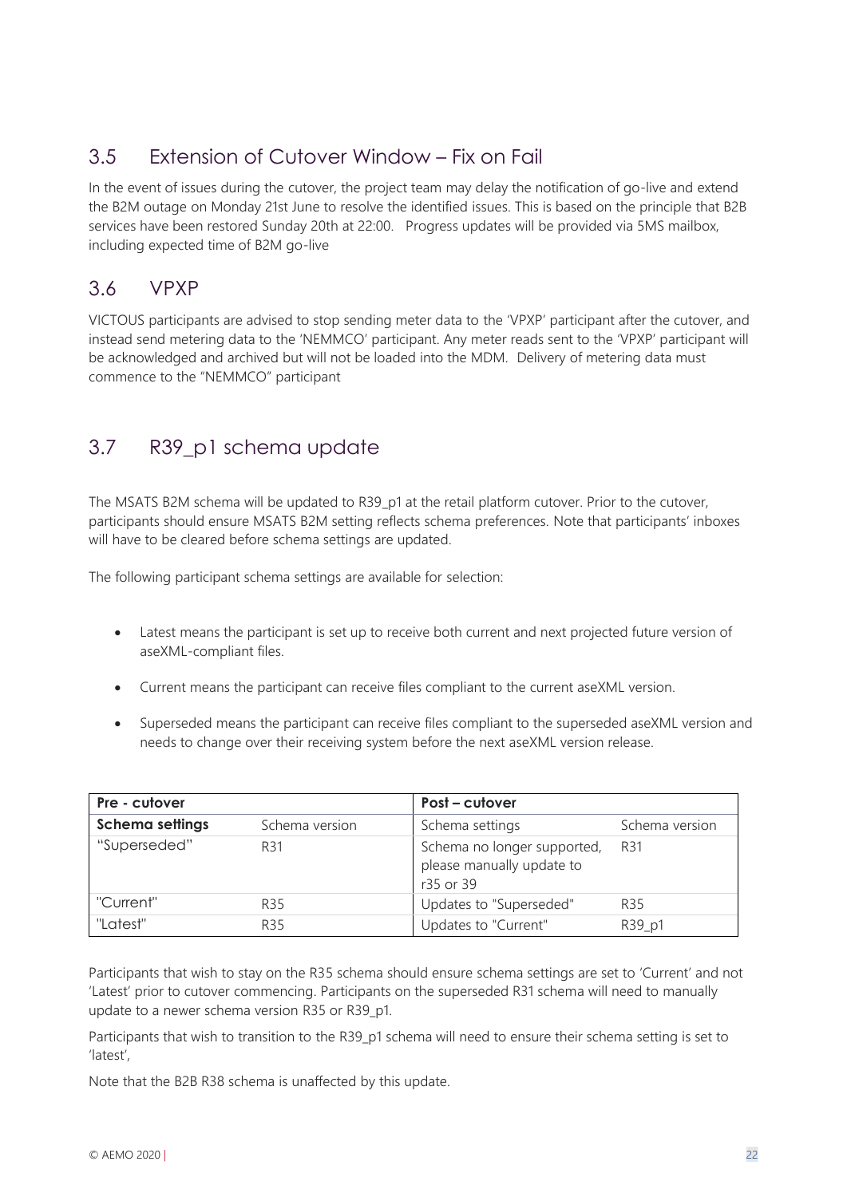## 3.5 Extension of Cutover Window – Fix on Fail

In the event of issues during the cutover, the project team may delay the notification of go-live and extend the B2M outage on Monday 21st June to resolve the identified issues. This is based on the principle that B2B services have been restored Sunday 20th at 22:00. Progress updates will be provided via 5MS mailbox, including expected time of B2M go-live

## 3.6 VPXP

VICTOUS participants are advised to stop sending meter data to the 'VPXP' participant after the cutover, and instead send metering data to the 'NEMMCO' participant. Any meter reads sent to the 'VPXP' participant will be acknowledged and archived but will not be loaded into the MDM. Delivery of metering data must commence to the "NEMMCO" participant

## 3.7 R39_p1 schema update

The MSATS B2M schema will be updated to R39_p1 at the retail platform cutover. Prior to the cutover, participants should ensure MSATS B2M setting reflects schema preferences. Note that participants' inboxes will have to be cleared before schema settings are updated.

The following participant schema settings are available for selection:

- Latest means the participant is set up to receive both current and next projected future version of aseXML-compliant files.
- Current means the participant can receive files compliant to the current aseXML version.
- Superseded means the participant can receive files compliant to the superseded aseXML version and needs to change over their receiving system before the next aseXML version release.

| **Pre - cutover** | | **Post – cutover** | |
|---|---|---|---|
| **Schema settings** | Schema version | Schema settings | Schema version |
| "Superseded" | R31 | Schema no longer supported, please manually update to r35 or 39 | R31 |
| "Current" | R35 | Updates to "Superseded" | R35 |
| "Latest" | R35 | Updates to "Current" | R39_p1 |

Participants that wish to stay on the R35 schema should ensure schema settings are set to 'Current' and not 'Latest' prior to cutover commencing. Participants on the superseded R31 schema will need to manually update to a newer schema version R35 or R39_p1.

Participants that wish to transition to the R39_p1 schema will need to ensure their schema setting is set to 'latest',

Note that the B2B R38 schema is unaffected by this update.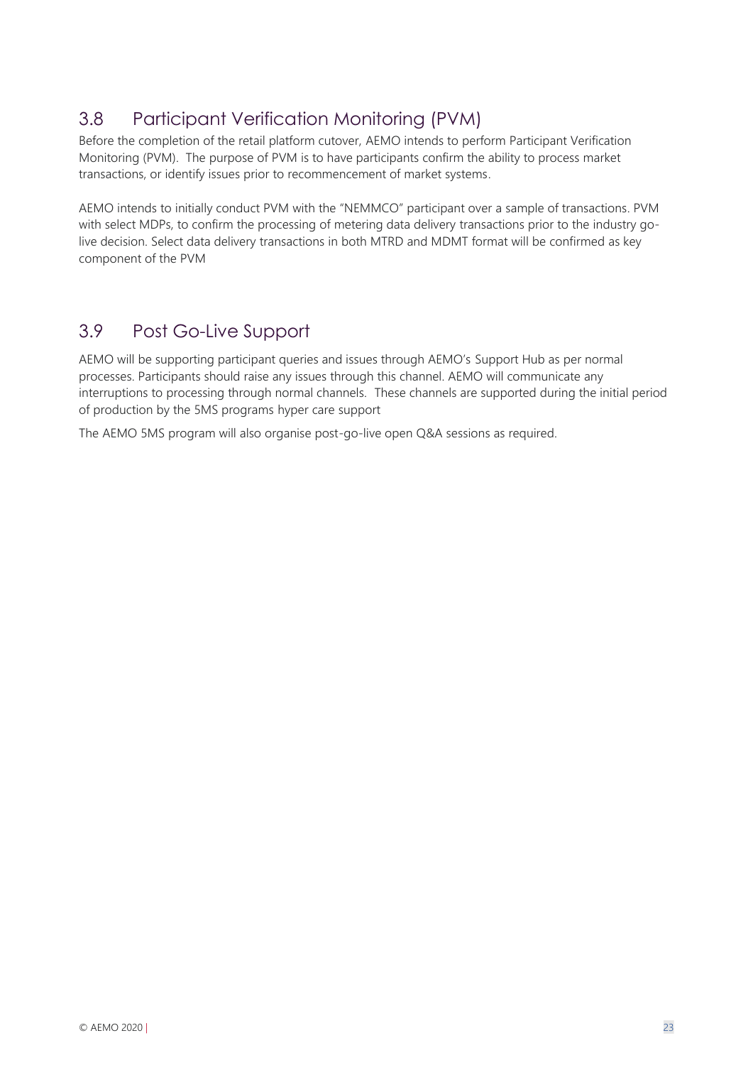## 3.8 Participant Verification Monitoring (PVM)

Before the completion of the retail platform cutover, AEMO intends to perform Participant Verification Monitoring (PVM). The purpose of PVM is to have participants confirm the ability to process market transactions, or identify issues prior to recommencement of market systems.

AEMO intends to initially conduct PVM with the "NEMMCO" participant over a sample of transactions. PVM with select MDPs, to confirm the processing of metering data delivery transactions prior to the industry go-live decision. Select data delivery transactions in both MTRD and MDMT format will be confirmed as key component of the PVM

## 3.9 Post Go-Live Support

AEMO will be supporting participant queries and issues through AEMO's Support Hub as per normal processes. Participants should raise any issues through this channel. AEMO will communicate any interruptions to processing through normal channels. These channels are supported during the initial period of production by the 5MS programs hyper care support

The AEMO 5MS program will also organise post-go-live open Q&A sessions as required.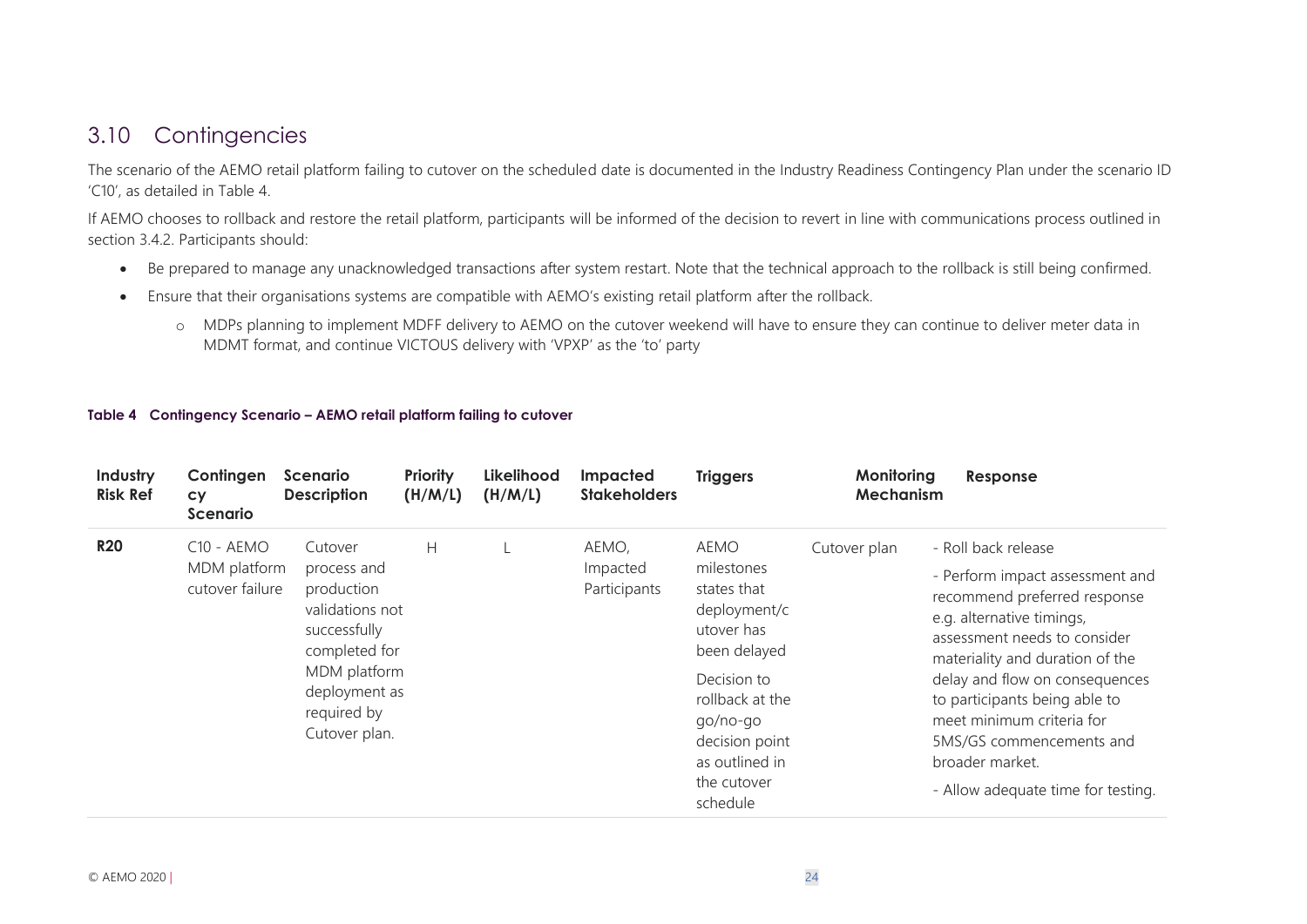## 3.10 Contingencies

The scenario of the AEMO retail platform failing to cutover on the scheduled date is documented in the Industry Readiness Contingency Plan under the scenario ID 'C10', as detailed in Table 4.

If AEMO chooses to rollback and restore the retail platform, participants will be informed of the decision to revert in line with communications process outlined in section 3.4.2. Participants should:

- Be prepared to manage any unacknowledged transactions after system restart. Note that the technical approach to the rollback is still being confirmed.
- Ensure that their organisations systems are compatible with AEMO's existing retail platform after the rollback.
  - MDPs planning to implement MDFF delivery to AEMO on the cutover weekend will have to ensure they can continue to deliver meter data in MDMT format, and continue VICTOUS delivery with 'VPXP' as the 'to' party

**Table 4 Contingency Scenario – AEMO retail platform failing to cutover**

| Industry Risk Ref | Contingency Scenario | Scenario Description | Priority (H/M/L) | Likelihood (H/M/L) | Impacted Stakeholders | Triggers | Monitoring Mechanism | Response |
|---|---|---|---|---|---|---|---|---|
| **R20** | C10 - AEMO MDM platform cutover failure | Cutover process and production validations not successfully completed for MDM platform deployment as required by Cutover plan. | H | L | AEMO, Impacted Participants | AEMO milestones states that deployment/cutover has been delayed<br><br>Decision to rollback at the go/no-go decision point as outlined in the cutover schedule | Cutover plan | - Roll back release<br><br>- Perform impact assessment and recommend preferred response e.g. alternative timings, assessment needs to consider materiality and duration of the delay and flow on consequences to participants being able to meet minimum criteria for 5MS/GS commencements and broader market.<br><br>- Allow adequate time for testing. |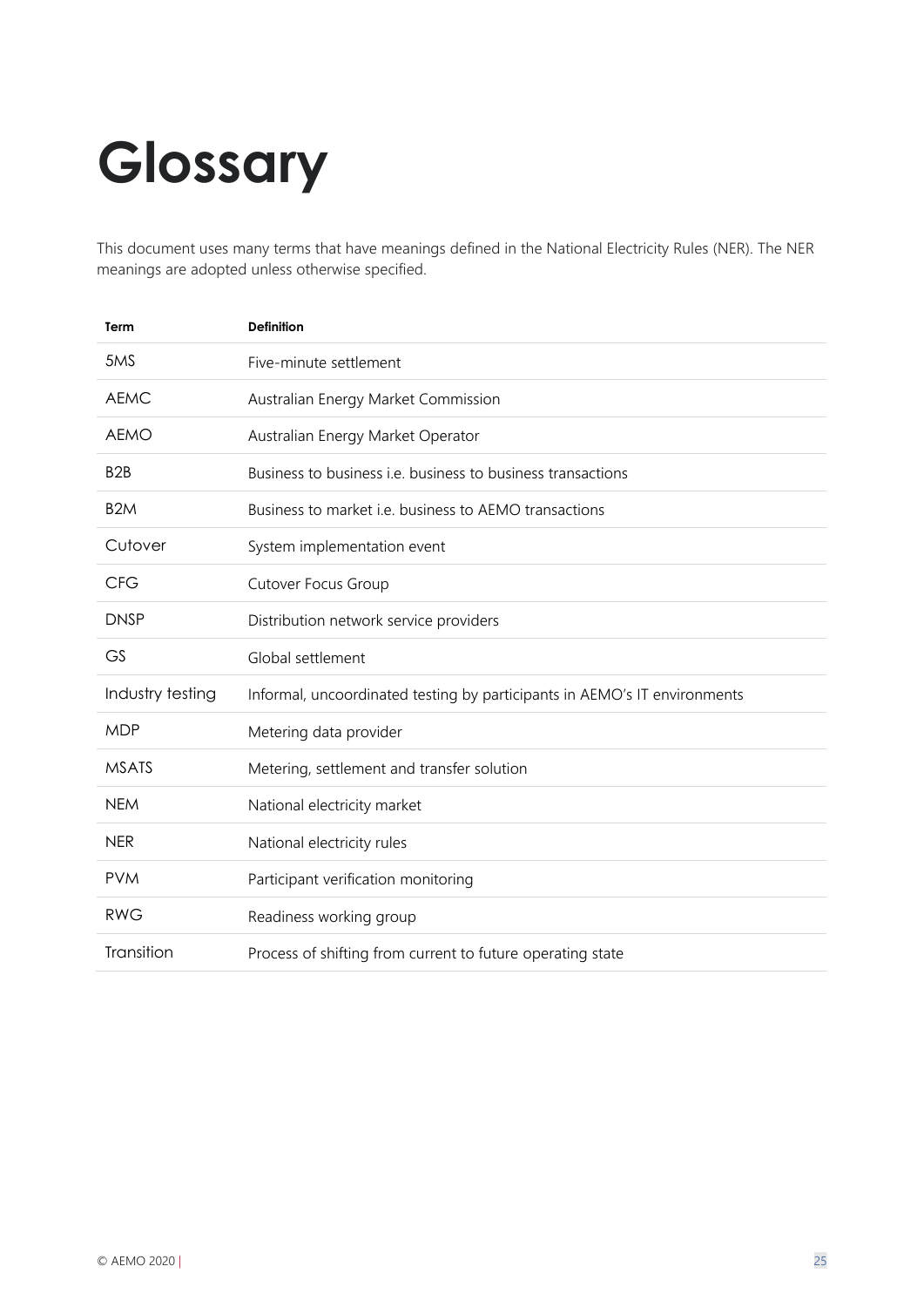# Glossary

This document uses many terms that have meanings defined in the National Electricity Rules (NER). The NER meanings are adopted unless otherwise specified.

| Term | Definition |
|---|---|
| 5MS | Five-minute settlement |
| AEMC | Australian Energy Market Commission |
| AEMO | Australian Energy Market Operator |
| B2B | Business to business i.e. business to business transactions |
| B2M | Business to market i.e. business to AEMO transactions |
| Cutover | System implementation event |
| CFG | Cutover Focus Group |
| DNSP | Distribution network service providers |
| GS | Global settlement |
| Industry testing | Informal, uncoordinated testing by participants in AEMO's IT environments |
| MDP | Metering data provider |
| MSATS | Metering, settlement and transfer solution |
| NEM | National electricity market |
| NER | National electricity rules |
| PVM | Participant verification monitoring |
| RWG | Readiness working group |
| Transition | Process of shifting from current to future operating state |